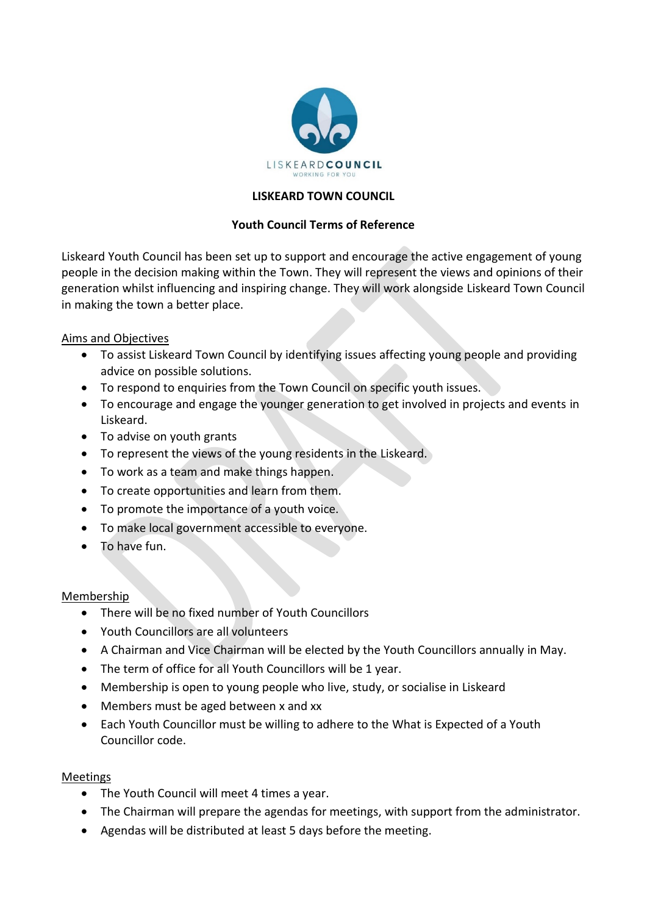LISKEARDCOUNCIL
WORKING FOR YOU

**LISKEARD TOWN COUNCIL**

**Youth Council Terms of Reference**

Liskeard Youth Council has been set up to support and encourage the active engagement of young people in the decision making within the Town. They will represent the views and opinions of their generation whilst influencing and inspiring change. They will work alongside Liskeard Town Council in making the town a better place.

Aims and Objectives

- To assist Liskeard Town Council by identifying issues affecting young people and providing advice on possible solutions.
- To respond to enquiries from the Town Council on specific youth issues.
- To encourage and engage the younger generation to get involved in projects and events in Liskeard.
- To advise on youth grants
- To represent the views of the young residents in the Liskeard.
- To work as a team and make things happen.
- To create opportunities and learn from them.
- To promote the importance of a youth voice.
- To make local government accessible to everyone.
- To have fun.

Membership

- There will be no fixed number of Youth Councillors
- Youth Councillors are all volunteers
- A Chairman and Vice Chairman will be elected by the Youth Councillors annually in May.
- The term of office for all Youth Councillors will be 1 year.
- Membership is open to young people who live, study, or socialise in Liskeard
- Members must be aged between x and xx
- Each Youth Councillor must be willing to adhere to the What is Expected of a Youth Councillor code.

Meetings

- The Youth Council will meet 4 times a year.
- The Chairman will prepare the agendas for meetings, with support from the administrator.
- Agendas will be distributed at least 5 days before the meeting.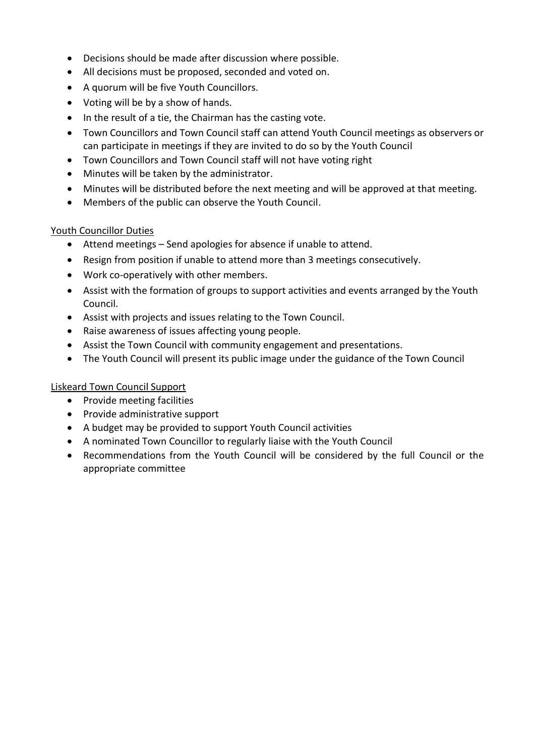- Decisions should be made after discussion where possible.
- All decisions must be proposed, seconded and voted on.
- A quorum will be five Youth Councillors.
- Voting will be by a show of hands.
- In the result of a tie, the Chairman has the casting vote.
- Town Councillors and Town Council staff can attend Youth Council meetings as observers or can participate in meetings if they are invited to do so by the Youth Council
- Town Councillors and Town Council staff will not have voting right
- Minutes will be taken by the administrator.
- Minutes will be distributed before the next meeting and will be approved at that meeting.
- Members of the public can observe the Youth Council.

<u>Youth Councillor Duties</u>

- Attend meetings – Send apologies for absence if unable to attend.
- Resign from position if unable to attend more than 3 meetings consecutively.
- Work co-operatively with other members.
- Assist with the formation of groups to support activities and events arranged by the Youth Council.
- Assist with projects and issues relating to the Town Council.
- Raise awareness of issues affecting young people.
- Assist the Town Council with community engagement and presentations.
- The Youth Council will present its public image under the guidance of the Town Council

<u>Liskeard Town Council Support</u>

- Provide meeting facilities
- Provide administrative support
- A budget may be provided to support Youth Council activities
- A nominated Town Councillor to regularly liaise with the Youth Council
- Recommendations from the Youth Council will be considered by the full Council or the appropriate committee